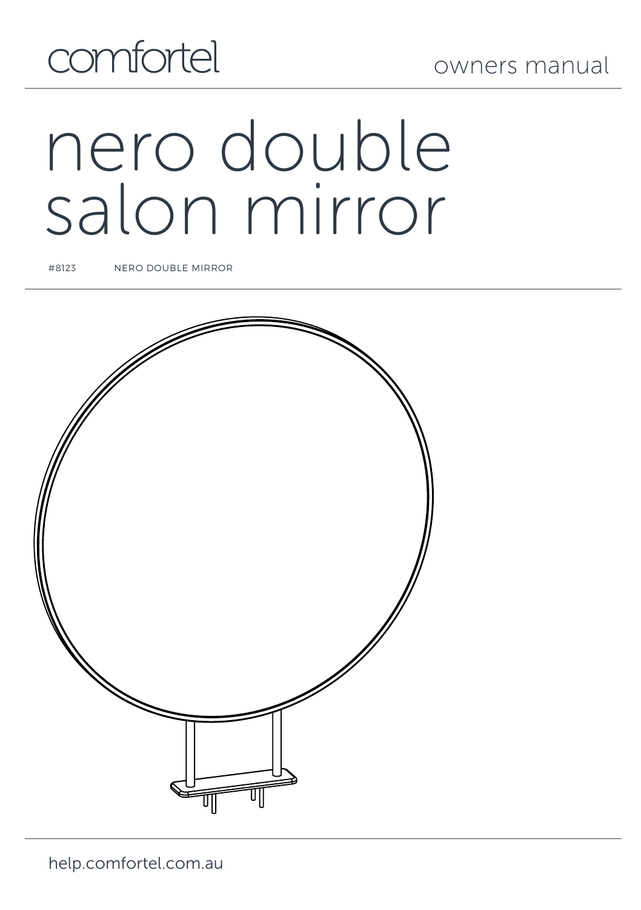comfortel

owners manual

# nero double salon mirror

#8123 NERO DOUBLE MIRROR

help.comfortel.com.au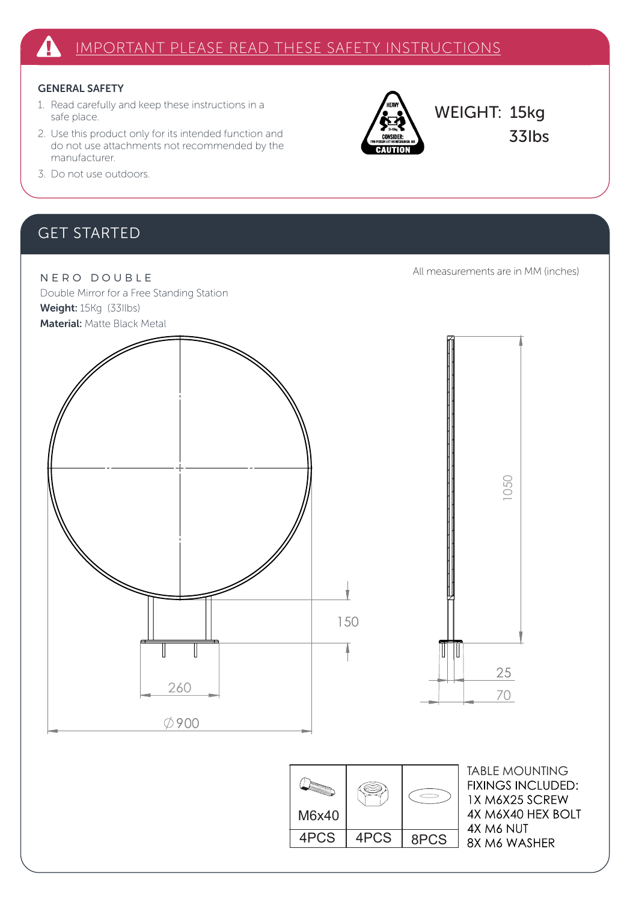# IMPORTANT PLEASE READ THESE SAFETY INSTRUCTIONS

### GENERAL SAFETY

1. Read carefully and keep these instructions in a safe place.
2. Use this product only for its intended function and do not use attachments not recommended by the manufacturer.
3. Do not use outdoors.

HEAVY CONSIDER: TWO PERSON LIFT OR MECHANICAL AID CAUTION

WEIGHT: 15kg 33lbs

# GET STARTED

All measurements are in MM (inches)

NERO DOUBLE

Double Mirror for a Free Standing Station

**Weight:** 15Kg (33llbs)

**Material:** Matte Black Metal

1050

150

25

70

260

∅900

| M6x40 | | |
|---|---|---|
| 4PCS | 4PCS | 8PCS |

TABLE MOUNTING FIXINGS INCLUDED:
1X M6X25 SCREW
4X M6X40 HEX BOLT
4X M6 NUT
8X M6 WASHER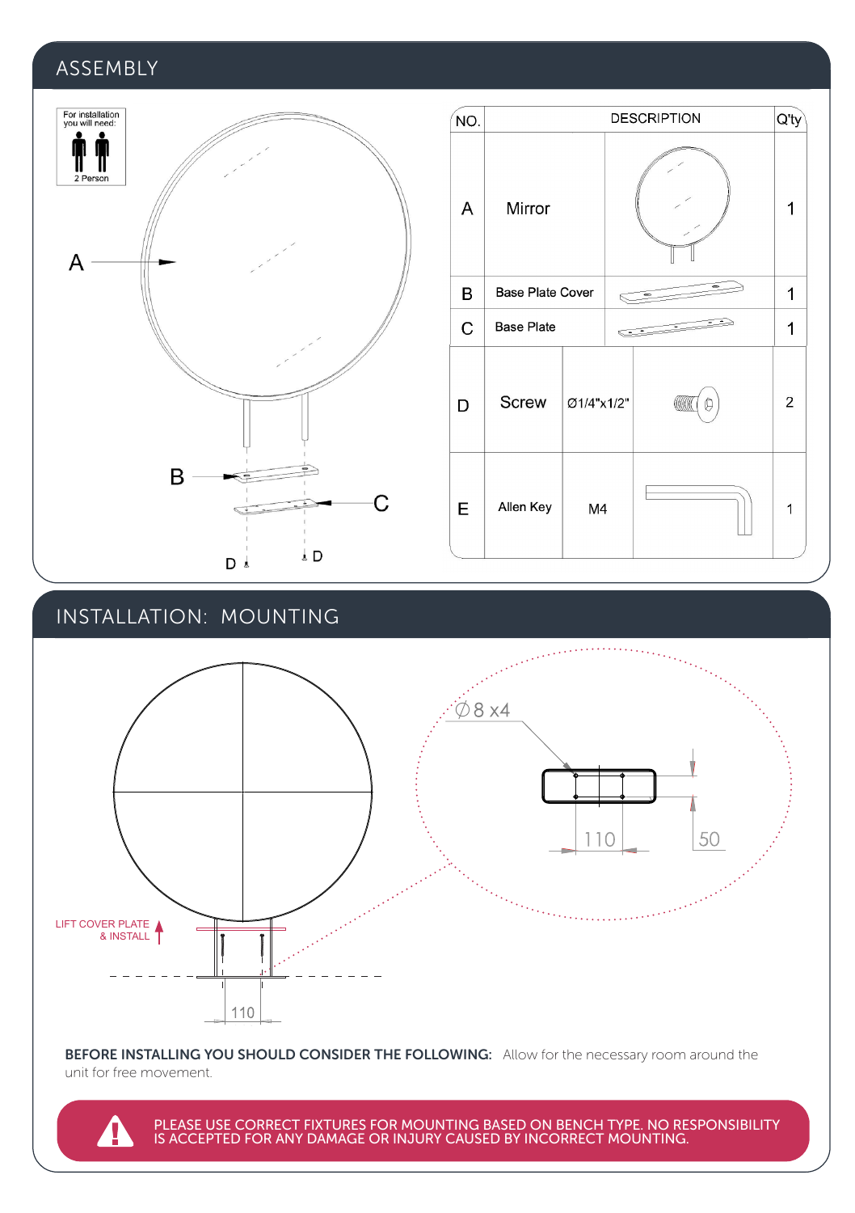## ASSEMBLY

For installation you will need: 2 Person

A

B

C

D D

| NO. | DESCRIPTION | | Q'ty |
|---|---|---|---|
| A | Mirror | | 1 |
| B | Base Plate Cover | | 1 |
| C | Base Plate | | 1 |
| D | Screw | Ø1/4"x1/2" | 2 |
| E | Allen Key | M4 | 1 |

## INSTALLATION: MOUNTING

Ø8 x4

110

50

LIFT COVER PLATE & INSTALL

110

**BEFORE INSTALLING YOU SHOULD CONSIDER THE FOLLOWING:** Allow for the necessary room around the unit for free movement.

PLEASE USE CORRECT FIXTURES FOR MOUNTING BASED ON BENCH TYPE. NO RESPONSIBILITY IS ACCEPTED FOR ANY DAMAGE OR INJURY CAUSED BY INCORRECT MOUNTING.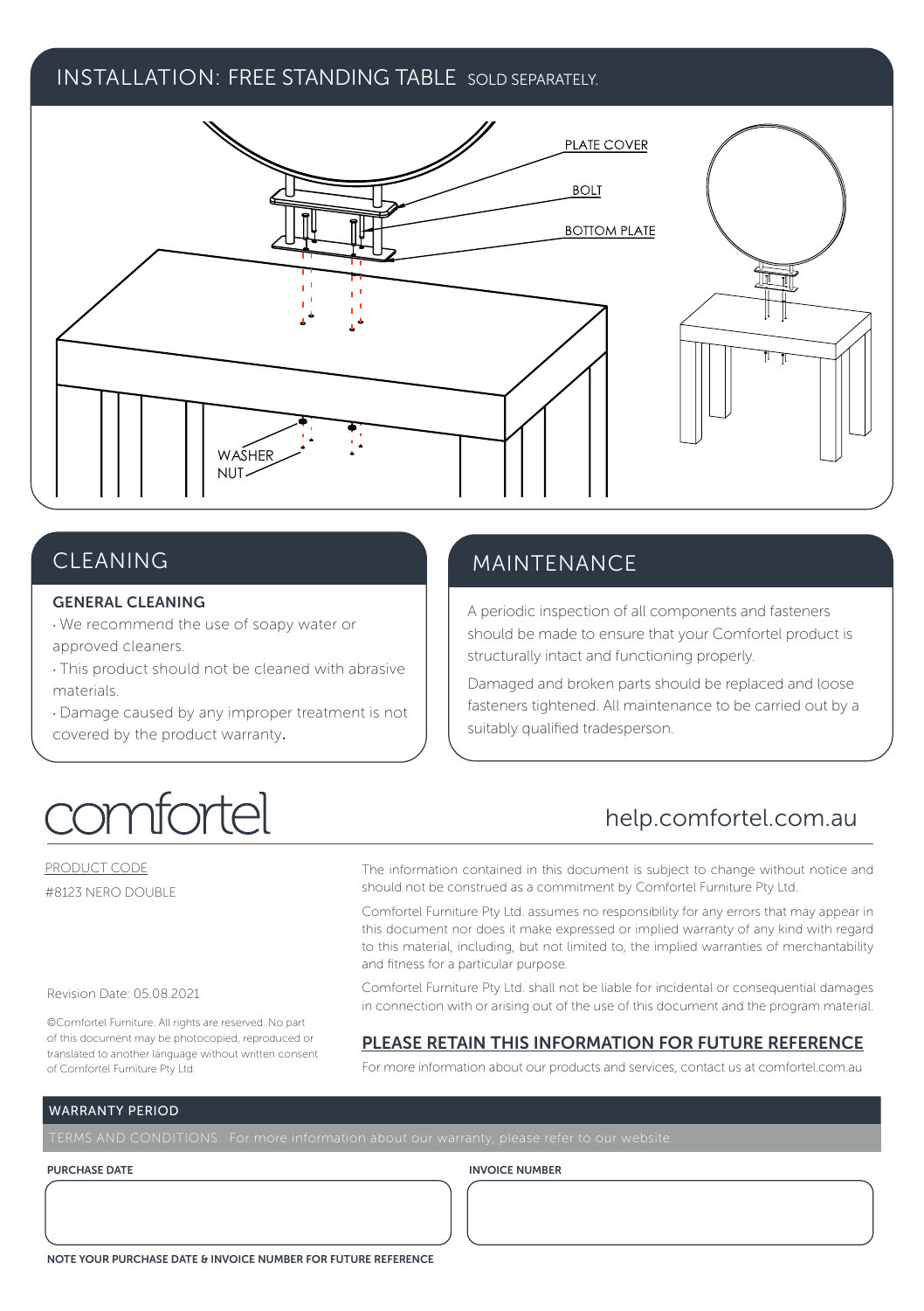## INSTALLATION: FREE STANDING TABLE SOLD SEPARATELY.

PLATE COVER

BOLT

BOTTOM PLATE

WASHER

NUT

## CLEANING

### GENERAL CLEANING

- We recommend the use of soapy water or approved cleaners.
- This product should not be cleaned with abrasive materials.
- Damage caused by any improper treatment is not covered by the product warranty.

## MAINTENANCE

A periodic inspection of all components and fasteners should be made to ensure that your Comfortel product is structurally intact and functioning properly.

Damaged and broken parts should be replaced and loose fasteners tightened. All maintenance to be carried out by a suitably qualified tradesperson.

comfortel

help.comfortel.com.au

PRODUCT CODE

#8123 NERO DOUBLE

Revision Date: 05.08.2021

©Comfortel Furniture. All rights are reserved. No part of this document may be photocopied, reproduced or translated to another language without written consent of Comfortel Furniture Pty Ltd.

The information contained in this document is subject to change without notice and should not be construed as a commitment by Comfortel Furniture Pty Ltd.

Comfortel Furniture Pty Ltd. assumes no responsibility for any errors that may appear in this document nor does it make expressed or implied warranty of any kind with regard to this material, including, but not limited to, the implied warranties of merchantability and fitness for a particular purpose.

Comfortel Furniture Pty Ltd. shall not be liable for incidental or consequential damages in connection with or arising out of the use of this document and the program material.

**PLEASE RETAIN THIS INFORMATION FOR FUTURE REFERENCE**

For more information about our products and services, contact us at comfortel.com.au

### WARRANTY PERIOD

TERMS AND CONDITIONS. For more information about our warranty, please refer to our website.

| PURCHASE DATE | INVOICE NUMBER |
|---|---|
| | |

NOTE YOUR PURCHASE DATE & INVOICE NUMBER FOR FUTURE REFERENCE